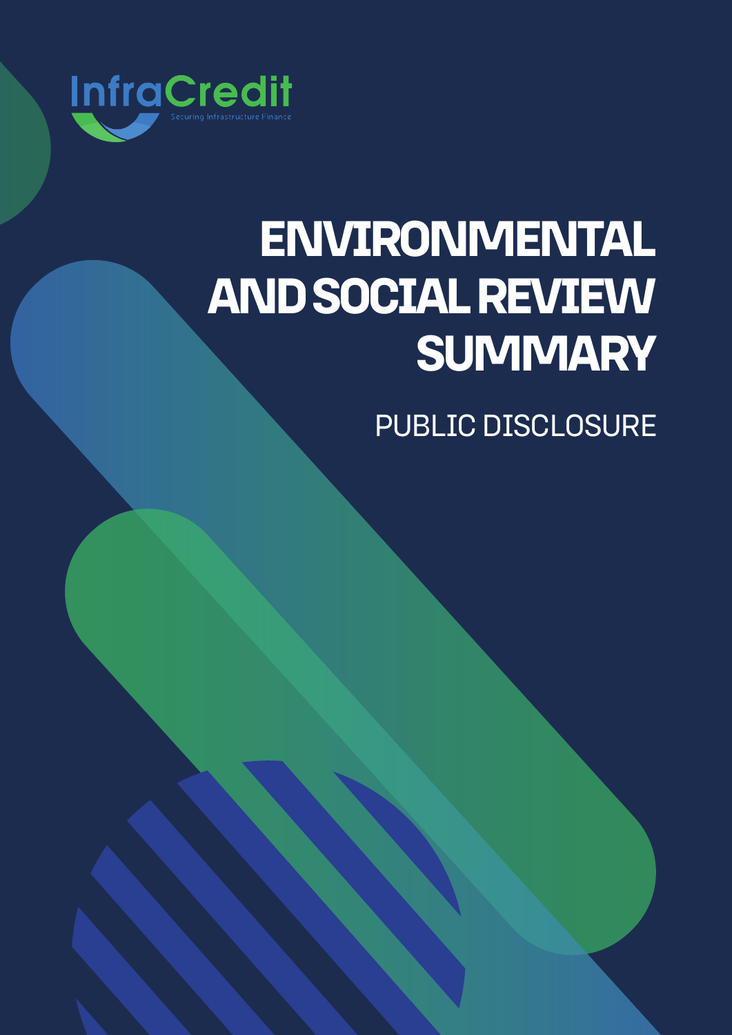InfraCredit

Securing Infrastructure Finance

# ENVIRONMENTAL AND SOCIAL REVIEW SUMMARY

PUBLIC DISCLOSURE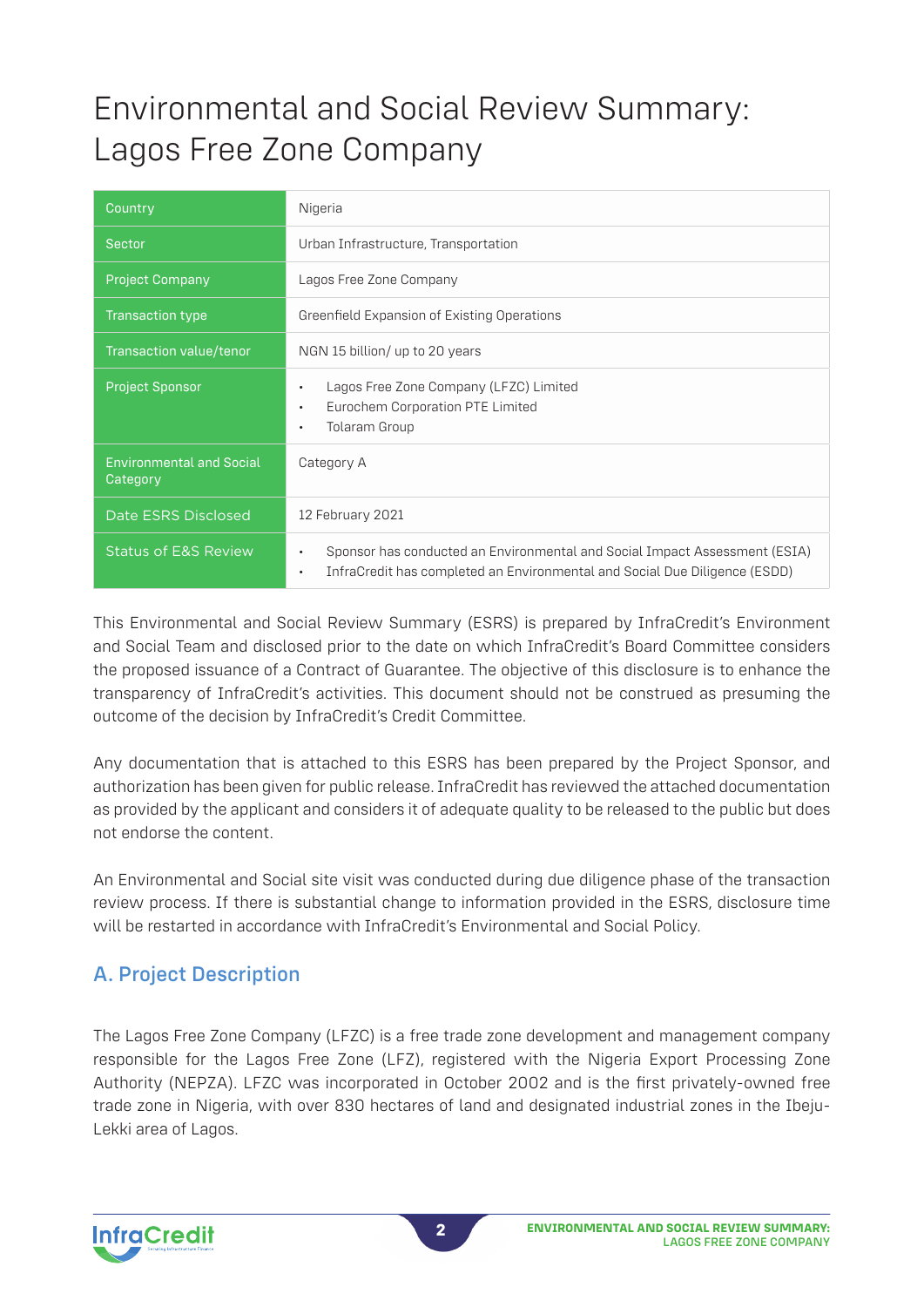# Environmental and Social Review Summary: Lagos Free Zone Company

| | |
|---|---|
| Country | Nigeria |
| Sector | Urban Infrastructure, Transportation |
| Project Company | Lagos Free Zone Company |
| Transaction type | Greenfield Expansion of Existing Operations |
| Transaction value/tenor | NGN 15 billion/ up to 20 years |
| Project Sponsor | • Lagos Free Zone Company (LFZC) Limited<br>• Eurochem Corporation PTE Limited<br>• Tolaram Group |
| Environmental and Social Category | Category A |
| Date ESRS Disclosed | 12 February 2021 |
| Status of E&S Review | • Sponsor has conducted an Environmental and Social Impact Assessment (ESIA)<br>• InfraCredit has completed an Environmental and Social Due Diligence (ESDD) |

This Environmental and Social Review Summary (ESRS) is prepared by InfraCredit's Environment and Social Team and disclosed prior to the date on which InfraCredit's Board Committee considers the proposed issuance of a Contract of Guarantee. The objective of this disclosure is to enhance the transparency of InfraCredit's activities. This document should not be construed as presuming the outcome of the decision by InfraCredit's Credit Committee.

Any documentation that is attached to this ESRS has been prepared by the Project Sponsor, and authorization has been given for public release. InfraCredit has reviewed the attached documentation as provided by the applicant and considers it of adequate quality to be released to the public but does not endorse the content.

An Environmental and Social site visit was conducted during due diligence phase of the transaction review process. If there is substantial change to information provided in the ESRS, disclosure time will be restarted in accordance with InfraCredit's Environmental and Social Policy.

## A. Project Description

The Lagos Free Zone Company (LFZC) is a free trade zone development and management company responsible for the Lagos Free Zone (LFZ), registered with the Nigeria Export Processing Zone Authority (NEPZA). LFZC was incorporated in October 2002 and is the first privately-owned free trade zone in Nigeria, with over 830 hectares of land and designated industrial zones in the Ibeju-Lekki area of Lagos.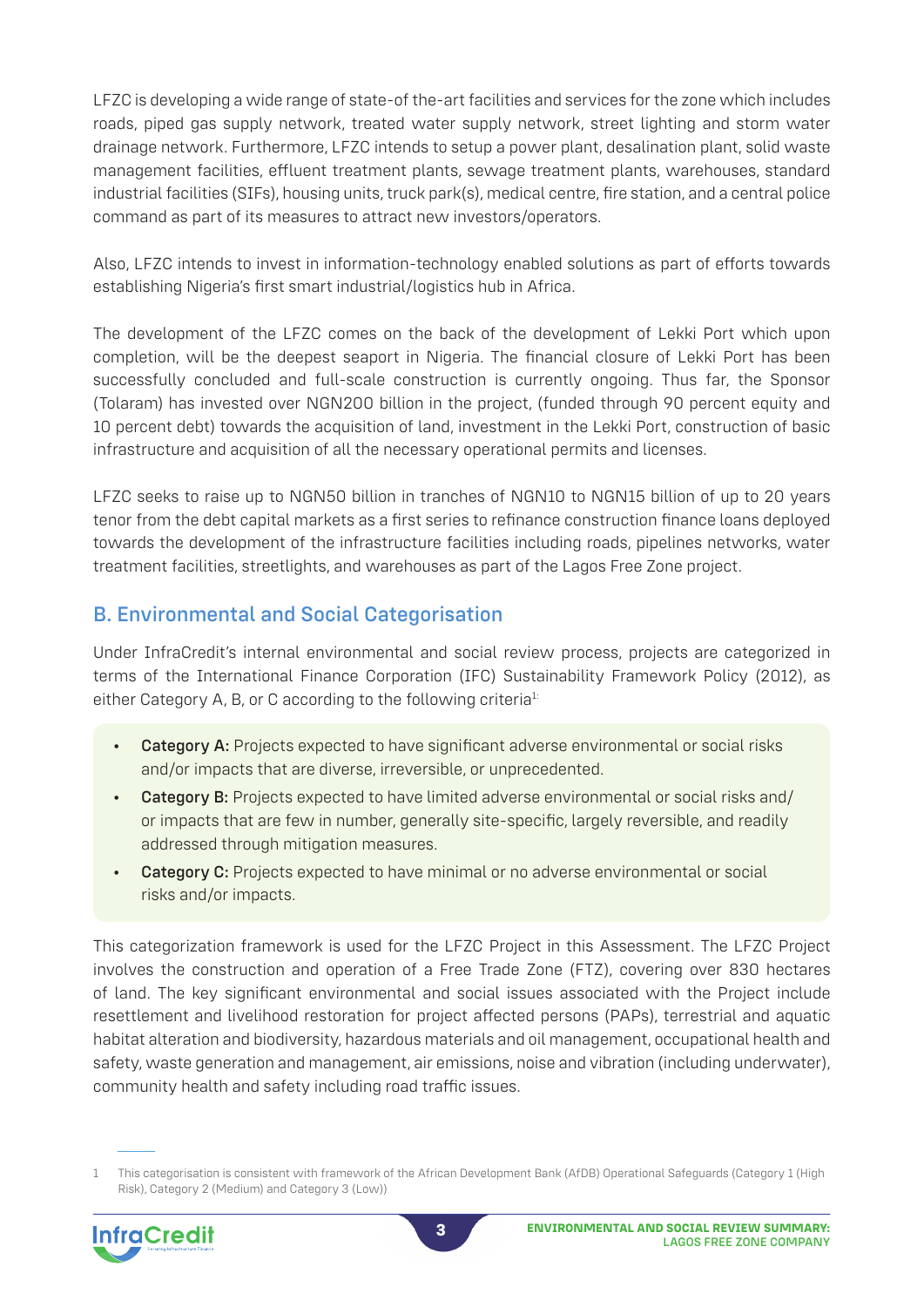LFZC is developing a wide range of state-of-the-art facilities and services for the zone which includes roads, piped gas supply network, treated water supply network, street lighting and storm water drainage network. Furthermore, LFZC intends to setup a power plant, desalination plant, solid waste management facilities, effluent treatment plants, sewage treatment plants, warehouses, standard industrial facilities (SIFs), housing units, truck park(s), medical centre, fire station, and a central police command as part of its measures to attract new investors/operators.

Also, LFZC intends to invest in information-technology enabled solutions as part of efforts towards establishing Nigeria's first smart industrial/logistics hub in Africa.

The development of the LFZC comes on the back of the development of Lekki Port which upon completion, will be the deepest seaport in Nigeria. The financial closure of Lekki Port has been successfully concluded and full-scale construction is currently ongoing. Thus far, the Sponsor (Tolaram) has invested over NGN200 billion in the project, (funded through 90 percent equity and 10 percent debt) towards the acquisition of land, investment in the Lekki Port, construction of basic infrastructure and acquisition of all the necessary operational permits and licenses.

LFZC seeks to raise up to NGN50 billion in tranches of NGN10 to NGN15 billion of up to 20 years tenor from the debt capital markets as a first series to refinance construction finance loans deployed towards the development of the infrastructure facilities including roads, pipelines networks, water treatment facilities, streetlights, and warehouses as part of the Lagos Free Zone project.

## B. Environmental and Social Categorisation

Under InfraCredit's internal environmental and social review process, projects are categorized in terms of the International Finance Corporation (IFC) Sustainability Framework Policy (2012), as either Category A, B, or C according to the following criteria[1]:

- **Category A:** Projects expected to have significant adverse environmental or social risks and/or impacts that are diverse, irreversible, or unprecedented.
- **Category B:** Projects expected to have limited adverse environmental or social risks and/or impacts that are few in number, generally site-specific, largely reversible, and readily addressed through mitigation measures.
- **Category C:** Projects expected to have minimal or no adverse environmental or social risks and/or impacts.

This categorization framework is used for the LFZC Project in this Assessment. The LFZC Project involves the construction and operation of a Free Trade Zone (FTZ), covering over 830 hectares of land. The key significant environmental and social issues associated with the Project include resettlement and livelihood restoration for project affected persons (PAPs), terrestrial and aquatic habitat alteration and biodiversity, hazardous materials and oil management, occupational health and safety, waste generation and management, air emissions, noise and vibration (including underwater), community health and safety including road traffic issues.

---

1 This categorisation is consistent with framework of the African Development Bank (AfDB) Operational Safeguards (Category 1 (High Risk), Category 2 (Medium) and Category 3 (Low))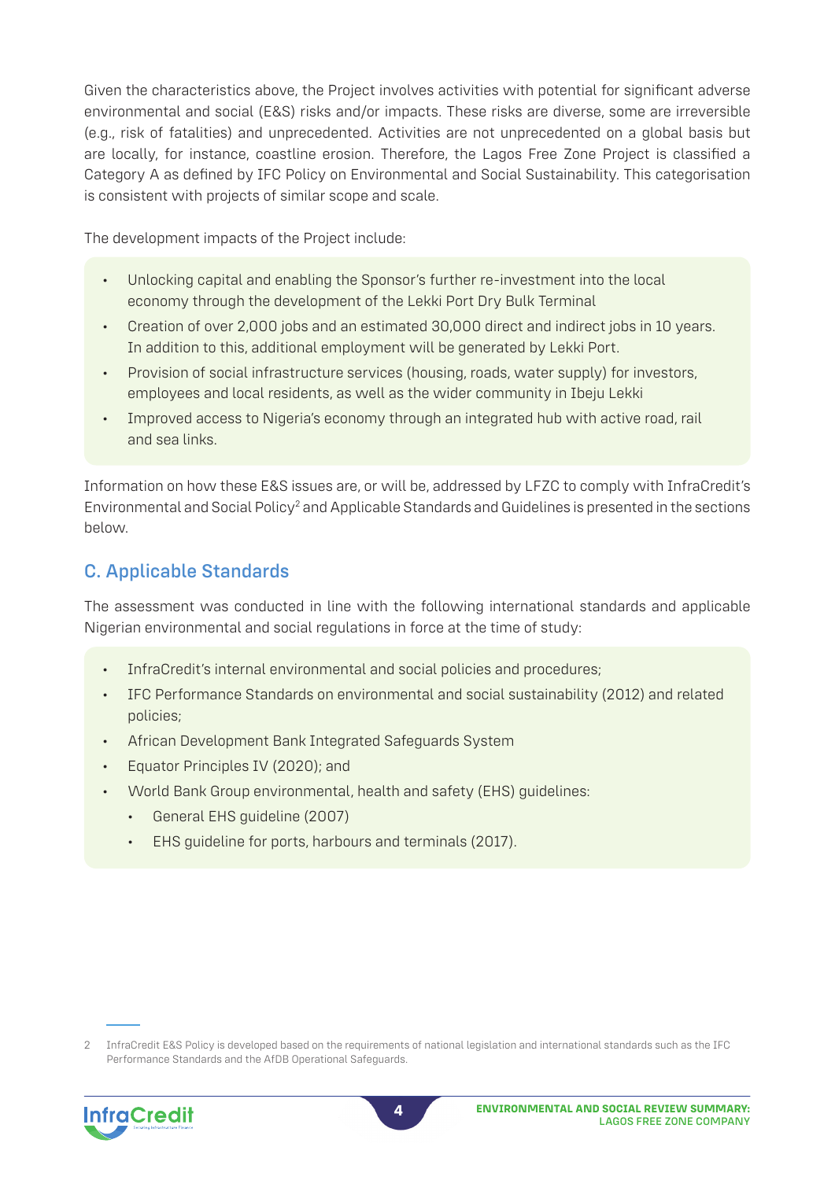Given the characteristics above, the Project involves activities with potential for significant adverse environmental and social (E&S) risks and/or impacts. These risks are diverse, some are irreversible (e.g., risk of fatalities) and unprecedented. Activities are not unprecedented on a global basis but are locally, for instance, coastline erosion. Therefore, the Lagos Free Zone Project is classified a Category A as defined by IFC Policy on Environmental and Social Sustainability. This categorisation is consistent with projects of similar scope and scale.

The development impacts of the Project include:

- Unlocking capital and enabling the Sponsor's further re-investment into the local economy through the development of the Lekki Port Dry Bulk Terminal
- Creation of over 2,000 jobs and an estimated 30,000 direct and indirect jobs in 10 years. In addition to this, additional employment will be generated by Lekki Port.
- Provision of social infrastructure services (housing, roads, water supply) for investors, employees and local residents, as well as the wider community in Ibeju Lekki
- Improved access to Nigeria's economy through an integrated hub with active road, rail and sea links.

Information on how these E&S issues are, or will be, addressed by LFZC to comply with InfraCredit's Environmental and Social Policy[2] and Applicable Standards and Guidelines is presented in the sections below.

## C. Applicable Standards

The assessment was conducted in line with the following international standards and applicable Nigerian environmental and social regulations in force at the time of study:

- InfraCredit's internal environmental and social policies and procedures;
- IFC Performance Standards on environmental and social sustainability (2012) and related policies;
- African Development Bank Integrated Safeguards System
- Equator Principles IV (2020); and
- World Bank Group environmental, health and safety (EHS) guidelines:
  - General EHS guideline (2007)
  - EHS guideline for ports, harbours and terminals (2017).

[2] InfraCredit E&S Policy is developed based on the requirements of national legislation and international standards such as the IFC Performance Standards and the AfDB Operational Safeguards.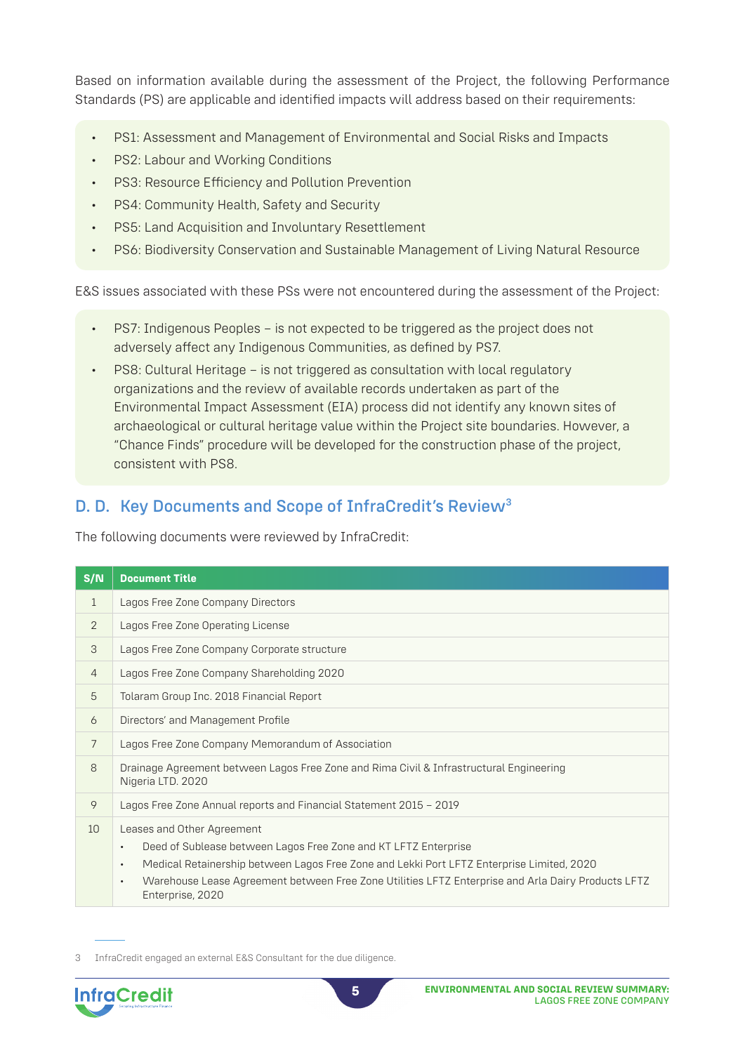Based on information available during the assessment of the Project, the following Performance Standards (PS) are applicable and identified impacts will address based on their requirements:

- PS1: Assessment and Management of Environmental and Social Risks and Impacts
- PS2: Labour and Working Conditions
- PS3: Resource Efficiency and Pollution Prevention
- PS4: Community Health, Safety and Security
- PS5: Land Acquisition and Involuntary Resettlement
- PS6: Biodiversity Conservation and Sustainable Management of Living Natural Resource

E&S issues associated with these PSs were not encountered during the assessment of the Project:

- PS7: Indigenous Peoples – is not expected to be triggered as the project does not adversely affect any Indigenous Communities, as defined by PS7.
- PS8: Cultural Heritage – is not triggered as consultation with local regulatory organizations and the review of available records undertaken as part of the Environmental Impact Assessment (EIA) process did not identify any known sites of archaeological or cultural heritage value within the Project site boundaries. However, a "Chance Finds" procedure will be developed for the construction phase of the project, consistent with PS8.

## D. D. Key Documents and Scope of InfraCredit's Review[3]

The following documents were reviewed by InfraCredit:

| S/N | Document Title |
|---|---|
| 1 | Lagos Free Zone Company Directors |
| 2 | Lagos Free Zone Operating License |
| 3 | Lagos Free Zone Company Corporate structure |
| 4 | Lagos Free Zone Company Shareholding 2020 |
| 5 | Tolaram Group Inc. 2018 Financial Report |
| 6 | Directors' and Management Profile |
| 7 | Lagos Free Zone Company Memorandum of Association |
| 8 | Drainage Agreement between Lagos Free Zone and Rima Civil & Infrastructural Engineering Nigeria LTD. 2020 |
| 9 | Lagos Free Zone Annual reports and Financial Statement 2015 – 2019 |
| 10 | Leases and Other Agreement<br>• Deed of Sublease between Lagos Free Zone and KT LFTZ Enterprise<br>• Medical Retainership between Lagos Free Zone and Lekki Port LFTZ Enterprise Limited, 2020<br>• Warehouse Lease Agreement between Free Zone Utilities LFTZ Enterprise and Arla Dairy Products LFTZ Enterprise, 2020 |

3 InfraCredit engaged an external E&S Consultant for the due diligence.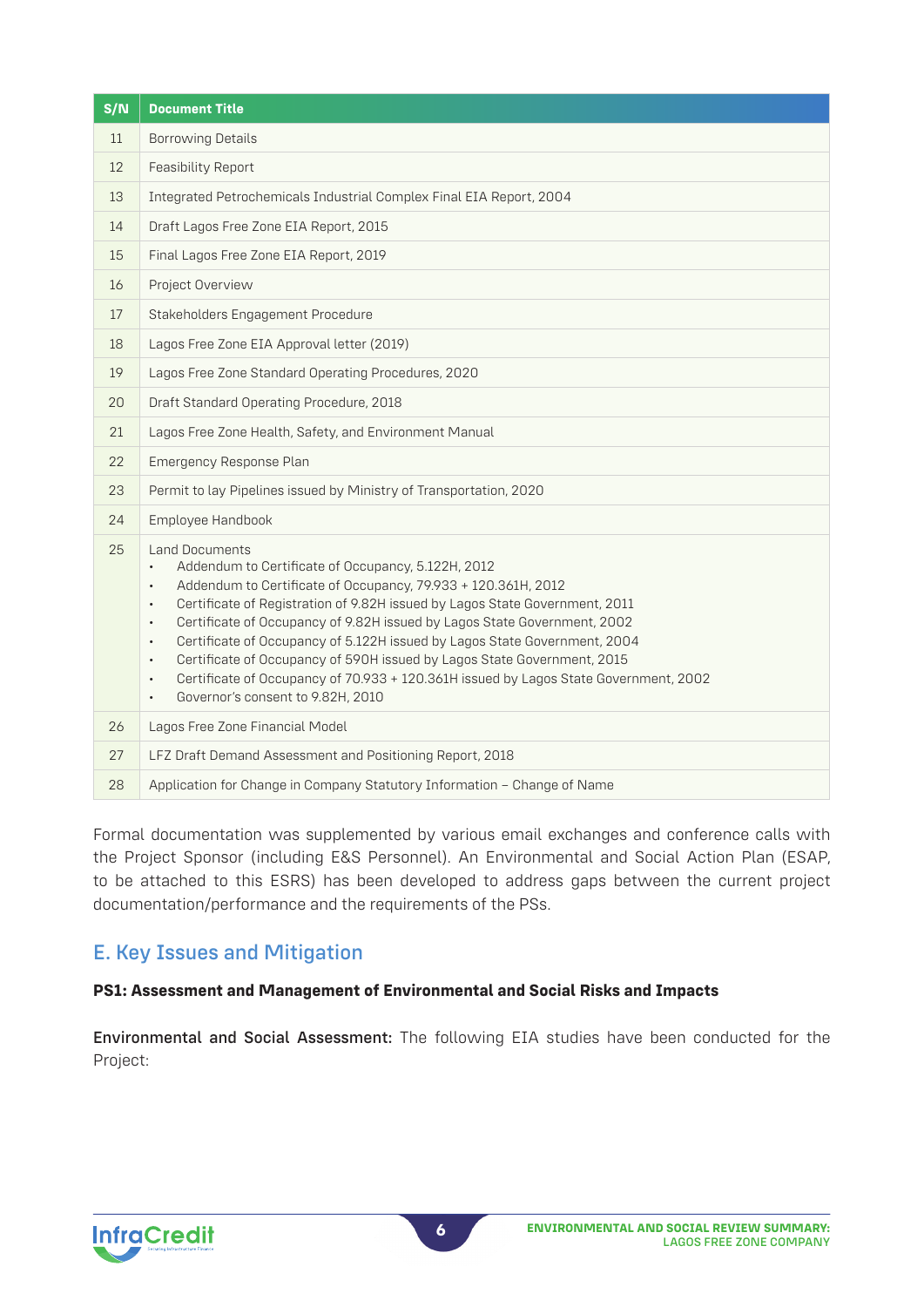| S/N | Document Title |
|---|---|
| 11 | Borrowing Details |
| 12 | Feasibility Report |
| 13 | Integrated Petrochemicals Industrial Complex Final EIA Report, 2004 |
| 14 | Draft Lagos Free Zone EIA Report, 2015 |
| 15 | Final Lagos Free Zone EIA Report, 2019 |
| 16 | Project Overview |
| 17 | Stakeholders Engagement Procedure |
| 18 | Lagos Free Zone EIA Approval letter (2019) |
| 19 | Lagos Free Zone Standard Operating Procedures, 2020 |
| 20 | Draft Standard Operating Procedure, 2018 |
| 21 | Lagos Free Zone Health, Safety, and Environment Manual |
| 22 | Emergency Response Plan |
| 23 | Permit to lay Pipelines issued by Ministry of Transportation, 2020 |
| 24 | Employee Handbook |
| 25 | Land Documents<br>• Addendum to Certificate of Occupancy, 5.122H, 2012<br>• Addendum to Certificate of Occupancy, 79.933 + 120.361H, 2012<br>• Certificate of Registration of 9.82H issued by Lagos State Government, 2011<br>• Certificate of Occupancy of 9.82H issued by Lagos State Government, 2002<br>• Certificate of Occupancy of 5.122H issued by Lagos State Government, 2004<br>• Certificate of Occupancy of 590H issued by Lagos State Government, 2015<br>• Certificate of Occupancy of 70.933 + 120.361H issued by Lagos State Government, 2002<br>• Governor's consent to 9.82H, 2010 |
| 26 | Lagos Free Zone Financial Model |
| 27 | LFZ Draft Demand Assessment and Positioning Report, 2018 |
| 28 | Application for Change in Company Statutory Information – Change of Name |

Formal documentation was supplemented by various email exchanges and conference calls with the Project Sponsor (including E&S Personnel). An Environmental and Social Action Plan (ESAP, to be attached to this ESRS) has been developed to address gaps between the current project documentation/performance and the requirements of the PSs.

## E. Key Issues and Mitigation

**PS1: Assessment and Management of Environmental and Social Risks and Impacts**

**Environmental and Social Assessment:** The following EIA studies have been conducted for the Project: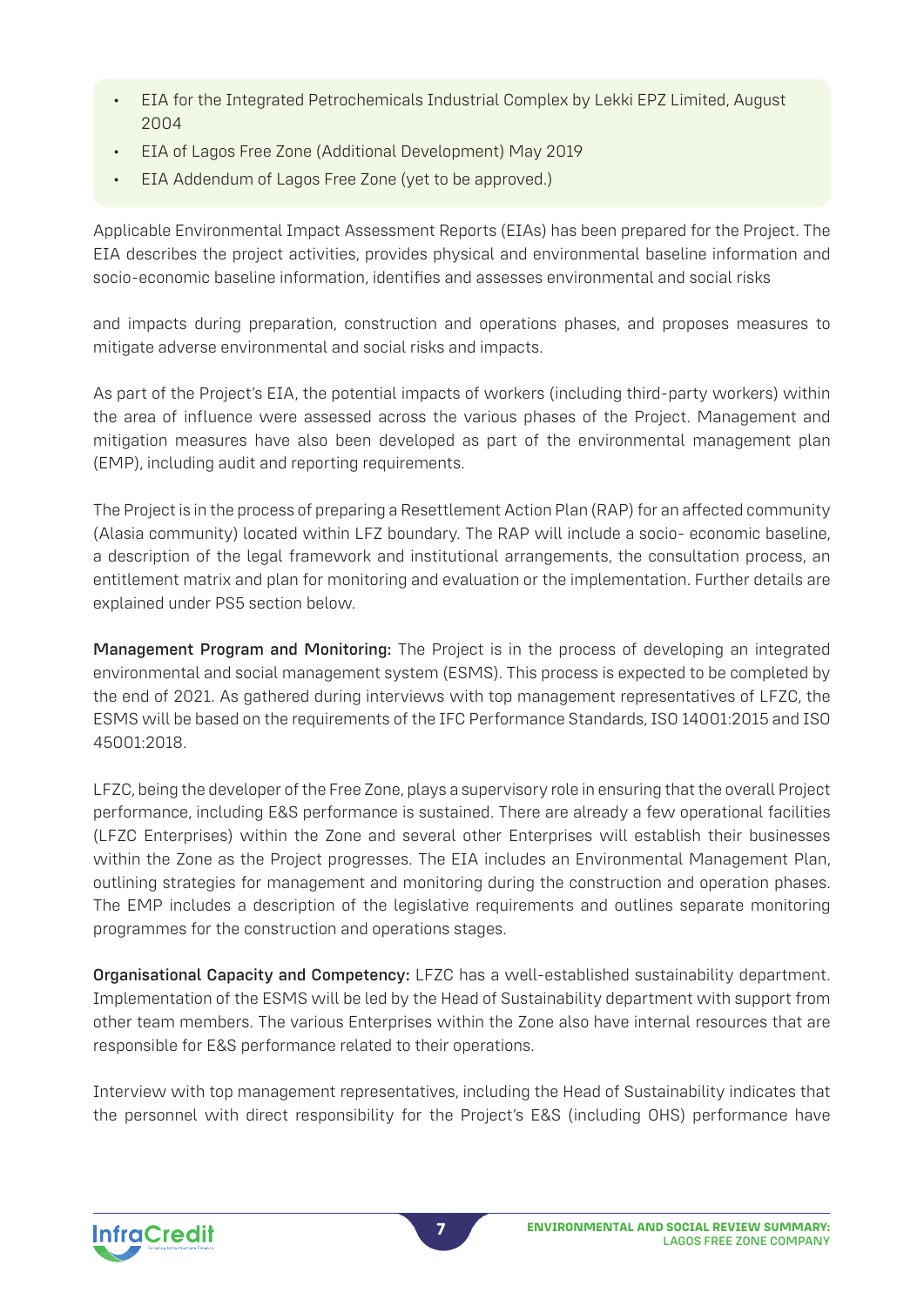- EIA for the Integrated Petrochemicals Industrial Complex by Lekki EPZ Limited, August 2004
- EIA of Lagos Free Zone (Additional Development) May 2019
- EIA Addendum of Lagos Free Zone (yet to be approved.)

Applicable Environmental Impact Assessment Reports (EIAs) has been prepared for the Project. The EIA describes the project activities, provides physical and environmental baseline information and socio-economic baseline information, identifies and assesses environmental and social risks

and impacts during preparation, construction and operations phases, and proposes measures to mitigate adverse environmental and social risks and impacts.

As part of the Project's EIA, the potential impacts of workers (including third-party workers) within the area of influence were assessed across the various phases of the Project. Management and mitigation measures have also been developed as part of the environmental management plan (EMP), including audit and reporting requirements.

The Project is in the process of preparing a Resettlement Action Plan (RAP) for an affected community (Alasia community) located within LFZ boundary. The RAP will include a socio- economic baseline, a description of the legal framework and institutional arrangements, the consultation process, an entitlement matrix and plan for monitoring and evaluation or the implementation. Further details are explained under PS5 section below.

**Management Program and Monitoring:** The Project is in the process of developing an integrated environmental and social management system (ESMS). This process is expected to be completed by the end of 2021. As gathered during interviews with top management representatives of LFZC, the ESMS will be based on the requirements of the IFC Performance Standards, ISO 14001:2015 and ISO 45001:2018.

LFZC, being the developer of the Free Zone, plays a supervisory role in ensuring that the overall Project performance, including E&S performance is sustained. There are already a few operational facilities (LFZC Enterprises) within the Zone and several other Enterprises will establish their businesses within the Zone as the Project progresses. The EIA includes an Environmental Management Plan, outlining strategies for management and monitoring during the construction and operation phases. The EMP includes a description of the legislative requirements and outlines separate monitoring programmes for the construction and operations stages.

**Organisational Capacity and Competency:** LFZC has a well-established sustainability department. Implementation of the ESMS will be led by the Head of Sustainability department with support from other team members. The various Enterprises within the Zone also have internal resources that are responsible for E&S performance related to their operations.

Interview with top management representatives, including the Head of Sustainability indicates that the personnel with direct responsibility for the Project's E&S (including OHS) performance have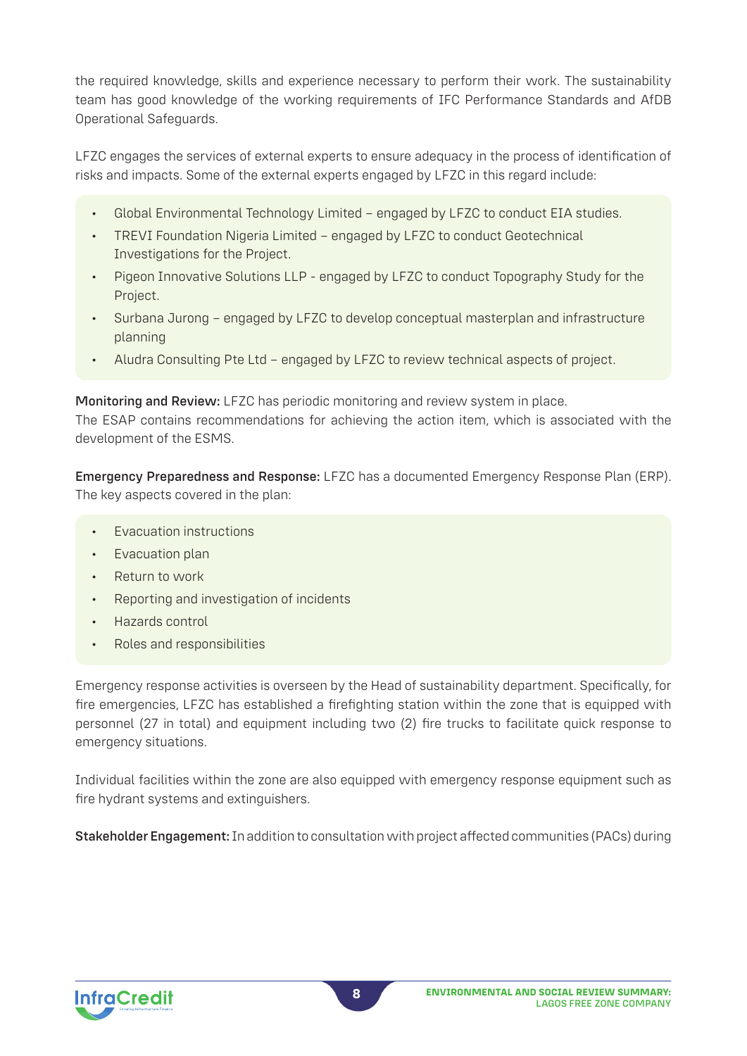the required knowledge, skills and experience necessary to perform their work. The sustainability team has good knowledge of the working requirements of IFC Performance Standards and AfDB Operational Safeguards.

LFZC engages the services of external experts to ensure adequacy in the process of identification of risks and impacts. Some of the external experts engaged by LFZC in this regard include:

- Global Environmental Technology Limited – engaged by LFZC to conduct EIA studies.
- TREVI Foundation Nigeria Limited – engaged by LFZC to conduct Geotechnical Investigations for the Project.
- Pigeon Innovative Solutions LLP - engaged by LFZC to conduct Topography Study for the Project.
- Surbana Jurong – engaged by LFZC to develop conceptual masterplan and infrastructure planning
- Aludra Consulting Pte Ltd – engaged by LFZC to review technical aspects of project.

**Monitoring and Review:** LFZC has periodic monitoring and review system in place.
The ESAP contains recommendations for achieving the action item, which is associated with the development of the ESMS.

**Emergency Preparedness and Response:** LFZC has a documented Emergency Response Plan (ERP). The key aspects covered in the plan:

- Evacuation instructions
- Evacuation plan
- Return to work
- Reporting and investigation of incidents
- Hazards control
- Roles and responsibilities

Emergency response activities is overseen by the Head of sustainability department. Specifically, for fire emergencies, LFZC has established a firefighting station within the zone that is equipped with personnel (27 in total) and equipment including two (2) fire trucks to facilitate quick response to emergency situations.

Individual facilities within the zone are also equipped with emergency response equipment such as fire hydrant systems and extinguishers.

**Stakeholder Engagement:** In addition to consultation with project affected communities (PACs) during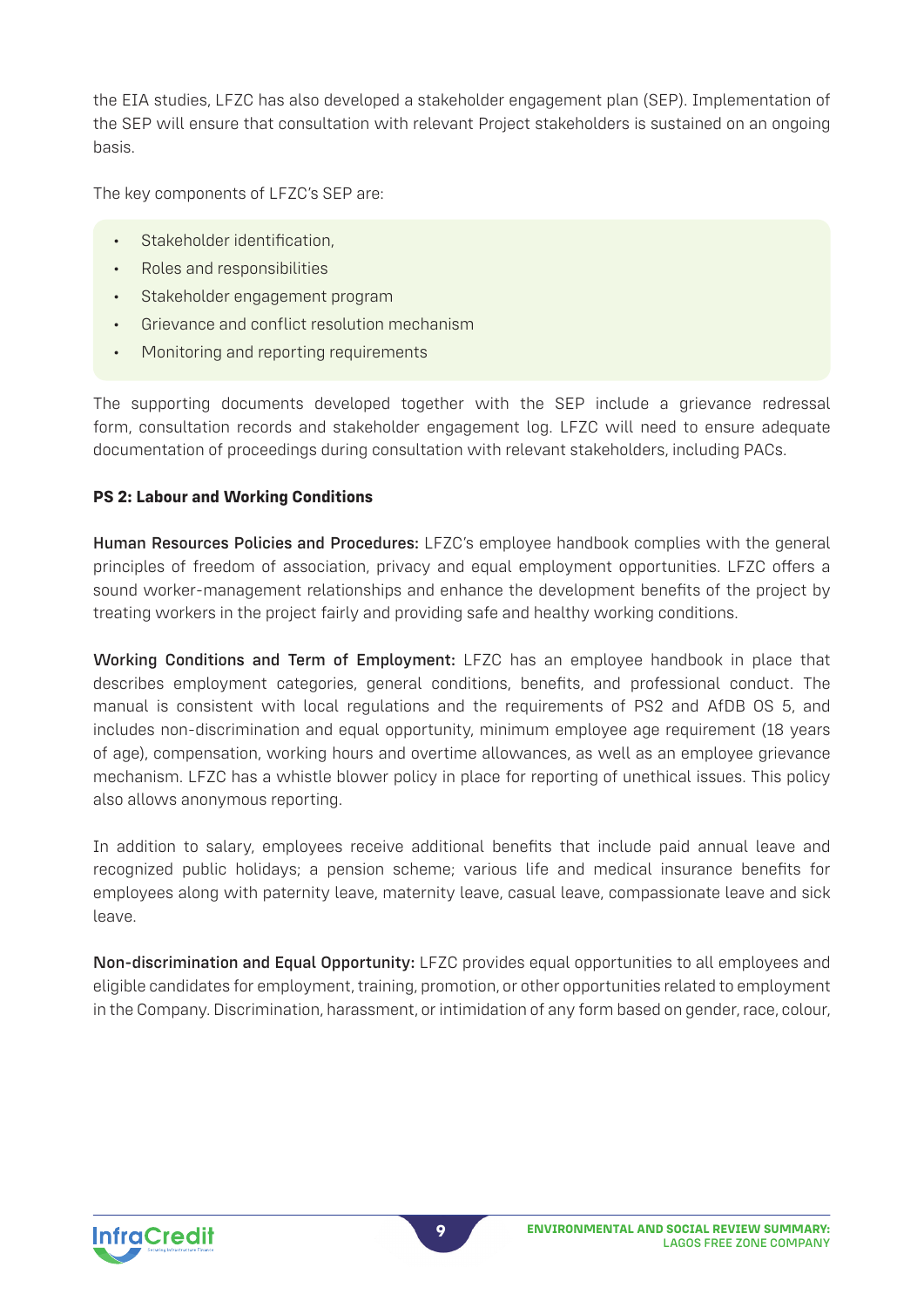the EIA studies, LFZC has also developed a stakeholder engagement plan (SEP). Implementation of the SEP will ensure that consultation with relevant Project stakeholders is sustained on an ongoing basis.

The key components of LFZC's SEP are:

- Stakeholder identification,
- Roles and responsibilities
- Stakeholder engagement program
- Grievance and conflict resolution mechanism
- Monitoring and reporting requirements

The supporting documents developed together with the SEP include a grievance redressal form, consultation records and stakeholder engagement log. LFZC will need to ensure adequate documentation of proceedings during consultation with relevant stakeholders, including PACs.

**PS 2: Labour and Working Conditions**

**Human Resources Policies and Procedures:** LFZC's employee handbook complies with the general principles of freedom of association, privacy and equal employment opportunities. LFZC offers a sound worker-management relationships and enhance the development benefits of the project by treating workers in the project fairly and providing safe and healthy working conditions.

**Working Conditions and Term of Employment:** LFZC has an employee handbook in place that describes employment categories, general conditions, benefits, and professional conduct. The manual is consistent with local regulations and the requirements of PS2 and AfDB OS 5, and includes non-discrimination and equal opportunity, minimum employee age requirement (18 years of age), compensation, working hours and overtime allowances, as well as an employee grievance mechanism. LFZC has a whistle blower policy in place for reporting of unethical issues. This policy also allows anonymous reporting.

In addition to salary, employees receive additional benefits that include paid annual leave and recognized public holidays; a pension scheme; various life and medical insurance benefits for employees along with paternity leave, maternity leave, casual leave, compassionate leave and sick leave.

**Non-discrimination and Equal Opportunity:** LFZC provides equal opportunities to all employees and eligible candidates for employment, training, promotion, or other opportunities related to employment in the Company. Discrimination, harassment, or intimidation of any form based on gender, race, colour,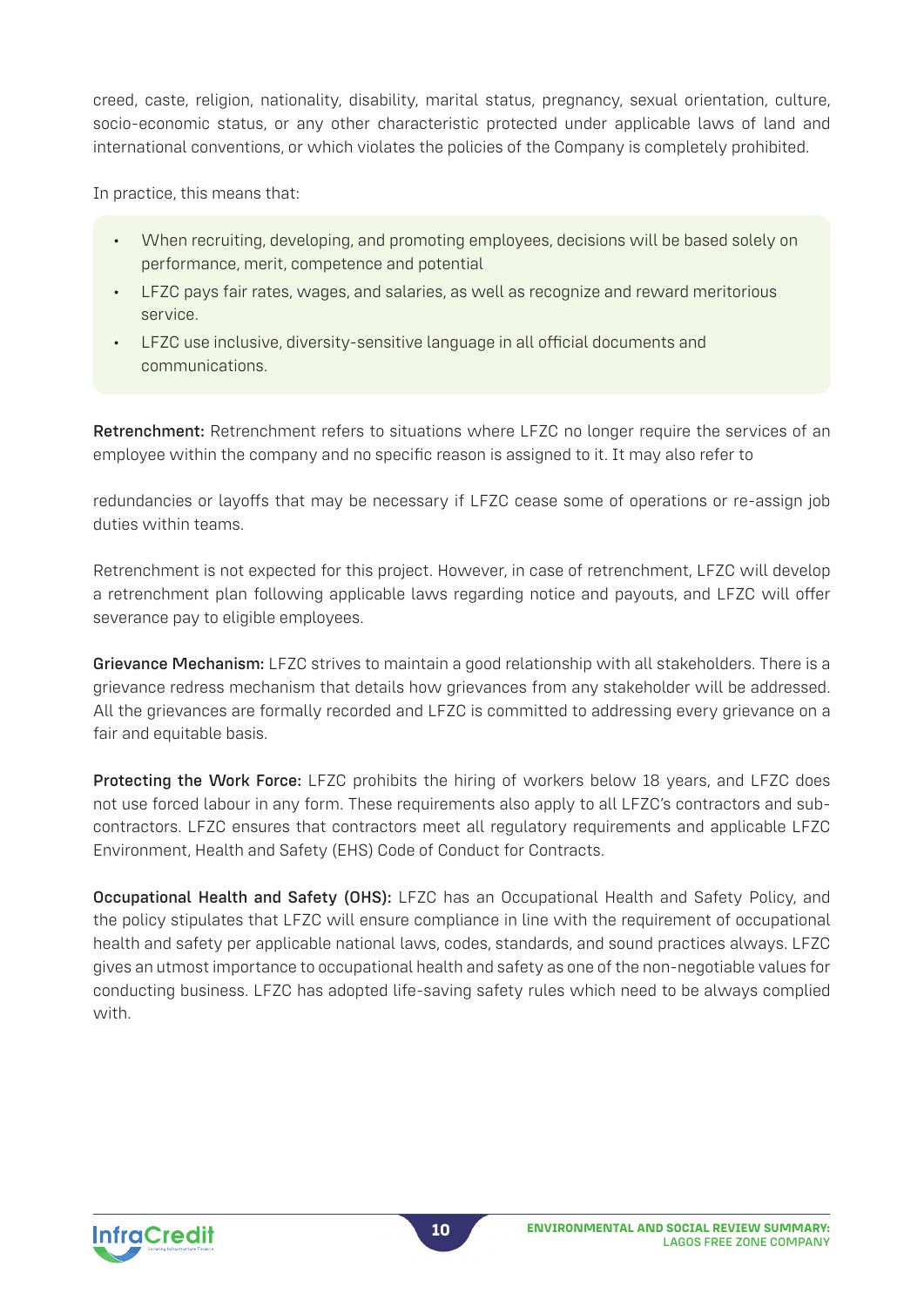creed, caste, religion, nationality, disability, marital status, pregnancy, sexual orientation, culture, socio-economic status, or any other characteristic protected under applicable laws of land and international conventions, or which violates the policies of the Company is completely prohibited.

In practice, this means that:

- When recruiting, developing, and promoting employees, decisions will be based solely on performance, merit, competence and potential
- LFZC pays fair rates, wages, and salaries, as well as recognize and reward meritorious service.
- LFZC use inclusive, diversity-sensitive language in all official documents and communications.

**Retrenchment:** Retrenchment refers to situations where LFZC no longer require the services of an employee within the company and no specific reason is assigned to it. It may also refer to redundancies or layoffs that may be necessary if LFZC cease some of operations or re-assign job duties within teams.

Retrenchment is not expected for this project. However, in case of retrenchment, LFZC will develop a retrenchment plan following applicable laws regarding notice and payouts, and LFZC will offer severance pay to eligible employees.

**Grievance Mechanism:** LFZC strives to maintain a good relationship with all stakeholders. There is a grievance redress mechanism that details how grievances from any stakeholder will be addressed. All the grievances are formally recorded and LFZC is committed to addressing every grievance on a fair and equitable basis.

**Protecting the Work Force:** LFZC prohibits the hiring of workers below 18 years, and LFZC does not use forced labour in any form. These requirements also apply to all LFZC's contractors and sub-contractors. LFZC ensures that contractors meet all regulatory requirements and applicable LFZC Environment, Health and Safety (EHS) Code of Conduct for Contracts.

**Occupational Health and Safety (OHS):** LFZC has an Occupational Health and Safety Policy, and the policy stipulates that LFZC will ensure compliance in line with the requirement of occupational health and safety per applicable national laws, codes, standards, and sound practices always. LFZC gives an utmost importance to occupational health and safety as one of the non-negotiable values for conducting business. LFZC has adopted life-saving safety rules which need to be always complied with.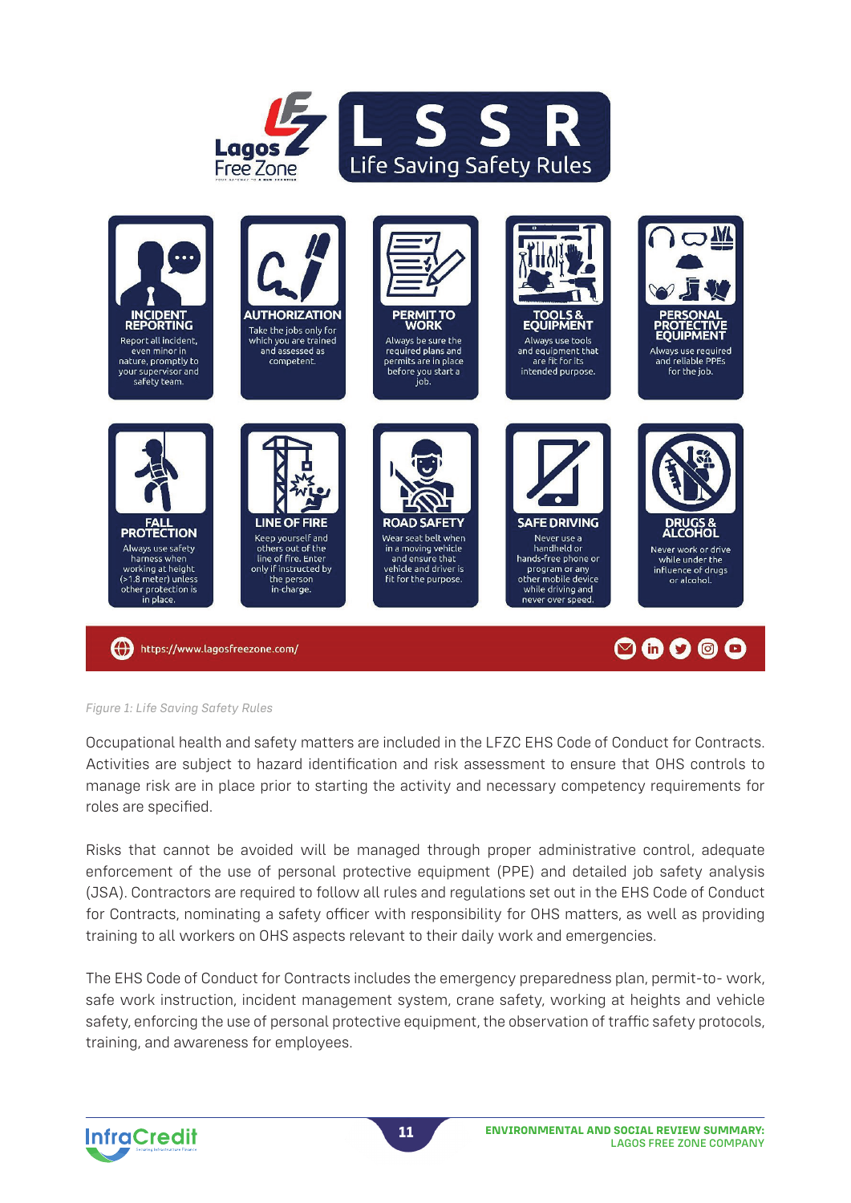# LSSR – Life Saving Safety Rules

Lagos Free Zone

**INCIDENT REPORTING**
Report all incident, even minor in nature, promptly to your supervisor and safety team.

**AUTHORIZATION**
Take the jobs only for which you are trained and assessed as competent.

**PERMIT TO WORK**
Always be sure the required plans and permits are in place before you start a job.

**TOOLS & EQUIPMENT**
Always use tools and equipment that are fit for its intended purpose.

**PERSONAL PROTECTIVE EQUIPMENT**
Always use required and reliable PPEs for the job.

**FALL PROTECTION**
Always use safety harness when working at height (>1.8 meter) unless other protection is in place.

**LINE OF FIRE**
Keep yourself and others out of the line of fire. Enter only if instructed by the person in-charge.

**ROAD SAFETY**
Wear seat belt when in a moving vehicle and ensure that vehicle and driver is fit for the purpose.

**SAFE DRIVING**
Never use a handheld or hands-free phone or program or any other mobile device while driving and never over speed.

**DRUGS & ALCOHOL**
Never work or drive while under the influence of drugs or alcohol.

https://www.lagosfreezone.com/

*Figure 1: Life Saving Safety Rules*

Occupational health and safety matters are included in the LFZC EHS Code of Conduct for Contracts. Activities are subject to hazard identification and risk assessment to ensure that OHS controls to manage risk are in place prior to starting the activity and necessary competency requirements for roles are specified.

Risks that cannot be avoided will be managed through proper administrative control, adequate enforcement of the use of personal protective equipment (PPE) and detailed job safety analysis (JSA). Contractors are required to follow all rules and regulations set out in the EHS Code of Conduct for Contracts, nominating a safety officer with responsibility for OHS matters, as well as providing training to all workers on OHS aspects relevant to their daily work and emergencies.

The EHS Code of Conduct for Contracts includes the emergency preparedness plan, permit-to- work, safe work instruction, incident management system, crane safety, working at heights and vehicle safety, enforcing the use of personal protective equipment, the observation of traffic safety protocols, training, and awareness for employees.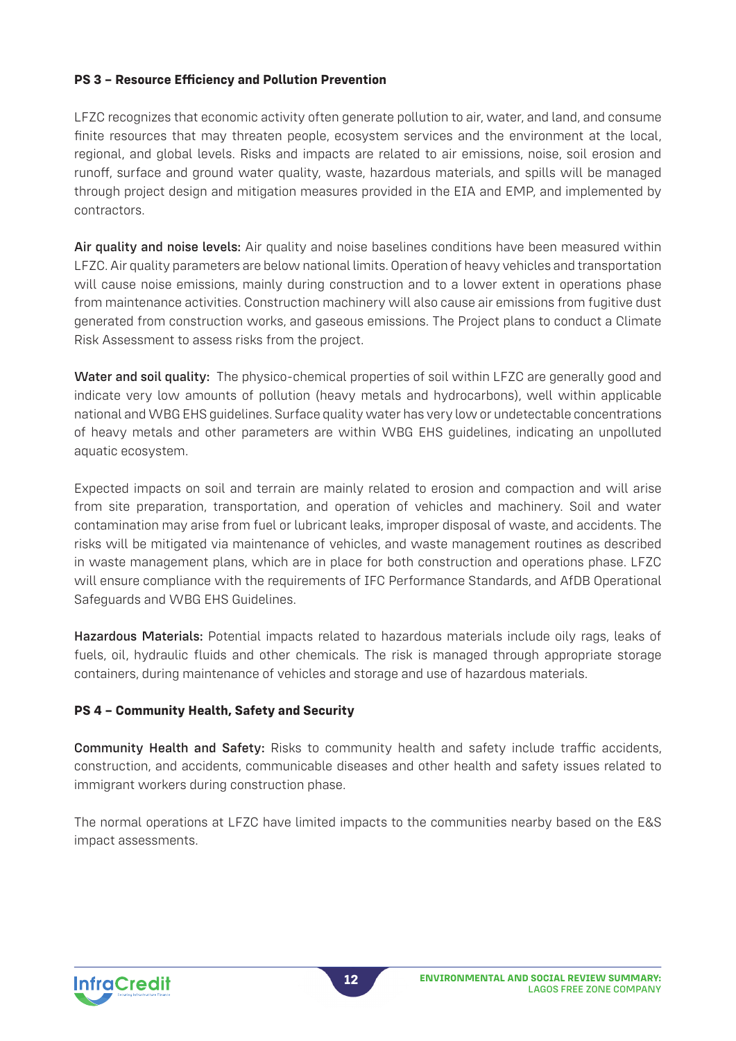**PS 3 – Resource Efficiency and Pollution Prevention**

LFZC recognizes that economic activity often generate pollution to air, water, and land, and consume finite resources that may threaten people, ecosystem services and the environment at the local, regional, and global levels. Risks and impacts are related to air emissions, noise, soil erosion and runoff, surface and ground water quality, waste, hazardous materials, and spills will be managed through project design and mitigation measures provided in the EIA and EMP, and implemented by contractors.

**Air quality and noise levels:** Air quality and noise baselines conditions have been measured within LFZC. Air quality parameters are below national limits. Operation of heavy vehicles and transportation will cause noise emissions, mainly during construction and to a lower extent in operations phase from maintenance activities. Construction machinery will also cause air emissions from fugitive dust generated from construction works, and gaseous emissions. The Project plans to conduct a Climate Risk Assessment to assess risks from the project.

**Water and soil quality:** The physico-chemical properties of soil within LFZC are generally good and indicate very low amounts of pollution (heavy metals and hydrocarbons), well within applicable national and WBG EHS guidelines. Surface quality water has very low or undetectable concentrations of heavy metals and other parameters are within WBG EHS guidelines, indicating an unpolluted aquatic ecosystem.

Expected impacts on soil and terrain are mainly related to erosion and compaction and will arise from site preparation, transportation, and operation of vehicles and machinery. Soil and water contamination may arise from fuel or lubricant leaks, improper disposal of waste, and accidents. The risks will be mitigated via maintenance of vehicles, and waste management routines as described in waste management plans, which are in place for both construction and operations phase. LFZC will ensure compliance with the requirements of IFC Performance Standards, and AfDB Operational Safeguards and WBG EHS Guidelines.

**Hazardous Materials:** Potential impacts related to hazardous materials include oily rags, leaks of fuels, oil, hydraulic fluids and other chemicals. The risk is managed through appropriate storage containers, during maintenance of vehicles and storage and use of hazardous materials.

**PS 4 – Community Health, Safety and Security**

**Community Health and Safety:** Risks to community health and safety include traffic accidents, construction, and accidents, communicable diseases and other health and safety issues related to immigrant workers during construction phase.

The normal operations at LFZC have limited impacts to the communities nearby based on the E&S impact assessments.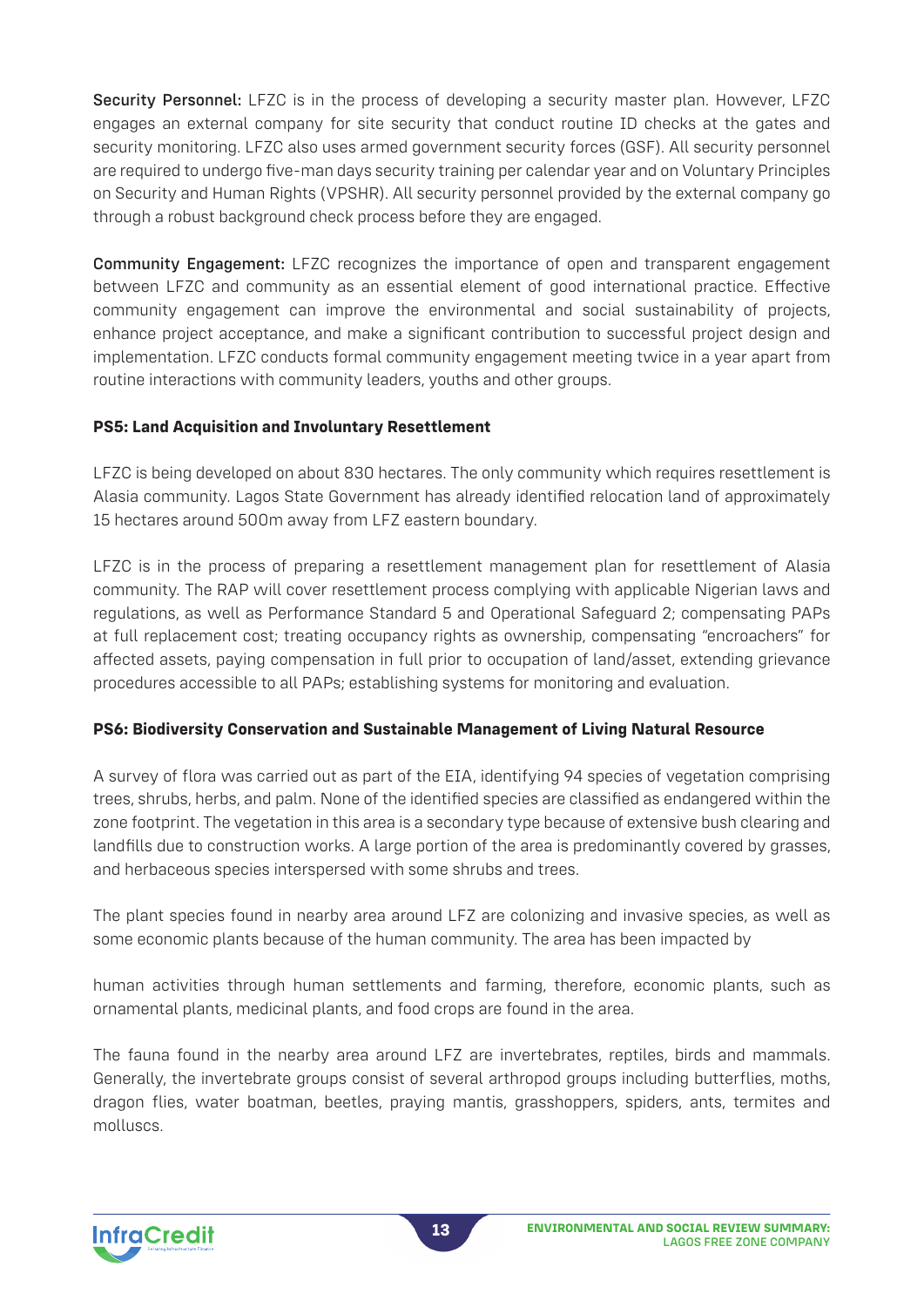**Security Personnel:** LFZC is in the process of developing a security master plan. However, LFZC engages an external company for site security that conduct routine ID checks at the gates and security monitoring. LFZC also uses armed government security forces (GSF). All security personnel are required to undergo five-man days security training per calendar year and on Voluntary Principles on Security and Human Rights (VPSHR). All security personnel provided by the external company go through a robust background check process before they are engaged.

**Community Engagement:** LFZC recognizes the importance of open and transparent engagement between LFZC and community as an essential element of good international practice. Effective community engagement can improve the environmental and social sustainability of projects, enhance project acceptance, and make a significant contribution to successful project design and implementation. LFZC conducts formal community engagement meeting twice in a year apart from routine interactions with community leaders, youths and other groups.

### PS5: Land Acquisition and Involuntary Resettlement

LFZC is being developed on about 830 hectares. The only community which requires resettlement is Alasia community. Lagos State Government has already identified relocation land of approximately 15 hectares around 500m away from LFZ eastern boundary.

LFZC is in the process of preparing a resettlement management plan for resettlement of Alasia community. The RAP will cover resettlement process complying with applicable Nigerian laws and regulations, as well as Performance Standard 5 and Operational Safeguard 2; compensating PAPs at full replacement cost; treating occupancy rights as ownership, compensating "encroachers" for affected assets, paying compensation in full prior to occupation of land/asset, extending grievance procedures accessible to all PAPs; establishing systems for monitoring and evaluation.

### PS6: Biodiversity Conservation and Sustainable Management of Living Natural Resource

A survey of flora was carried out as part of the EIA, identifying 94 species of vegetation comprising trees, shrubs, herbs, and palm. None of the identified species are classified as endangered within the zone footprint. The vegetation in this area is a secondary type because of extensive bush clearing and landfills due to construction works. A large portion of the area is predominantly covered by grasses, and herbaceous species interspersed with some shrubs and trees.

The plant species found in nearby area around LFZ are colonizing and invasive species, as well as some economic plants because of the human community. The area has been impacted by

human activities through human settlements and farming, therefore, economic plants, such as ornamental plants, medicinal plants, and food crops are found in the area.

The fauna found in the nearby area around LFZ are invertebrates, reptiles, birds and mammals. Generally, the invertebrate groups consist of several arthropod groups including butterflies, moths, dragon flies, water boatman, beetles, praying mantis, grasshoppers, spiders, ants, termites and molluscs.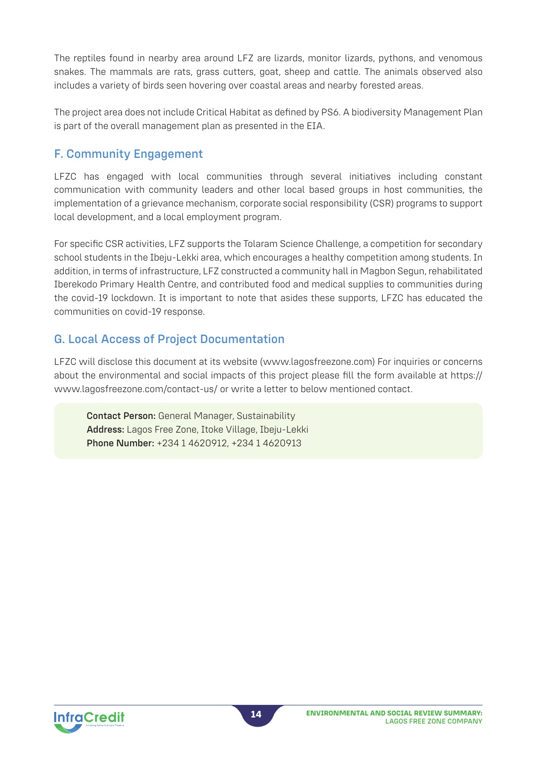The reptiles found in nearby area around LFZ are lizards, monitor lizards, pythons, and venomous snakes. The mammals are rats, grass cutters, goat, sheep and cattle. The animals observed also includes a variety of birds seen hovering over coastal areas and nearby forested areas.

The project area does not include Critical Habitat as defined by PS6. A biodiversity Management Plan is part of the overall management plan as presented in the EIA.

## F. Community Engagement

LFZC has engaged with local communities through several initiatives including constant communication with community leaders and other local based groups in host communities, the implementation of a grievance mechanism, corporate social responsibility (CSR) programs to support local development, and a local employment program.

For specific CSR activities, LFZ supports the Tolaram Science Challenge, a competition for secondary school students in the Ibeju-Lekki area, which encourages a healthy competition among students. In addition, in terms of infrastructure, LFZ constructed a community hall in Magbon Segun, rehabilitated Iberekodo Primary Health Centre, and contributed food and medical supplies to communities during the covid-19 lockdown. It is important to note that asides these supports, LFZC has educated the communities on covid-19 response.

## G. Local Access of Project Documentation

LFZC will disclose this document at its website (www.lagosfreezone.com) For inquiries or concerns about the environmental and social impacts of this project please fill the form available at https://www.lagosfreezone.com/contact-us/ or write a letter to below mentioned contact.

**Contact Person:** General Manager, Sustainability
**Address:** Lagos Free Zone, Itoke Village, Ibeju-Lekki
**Phone Number:** +234 1 4620912, +234 1 4620913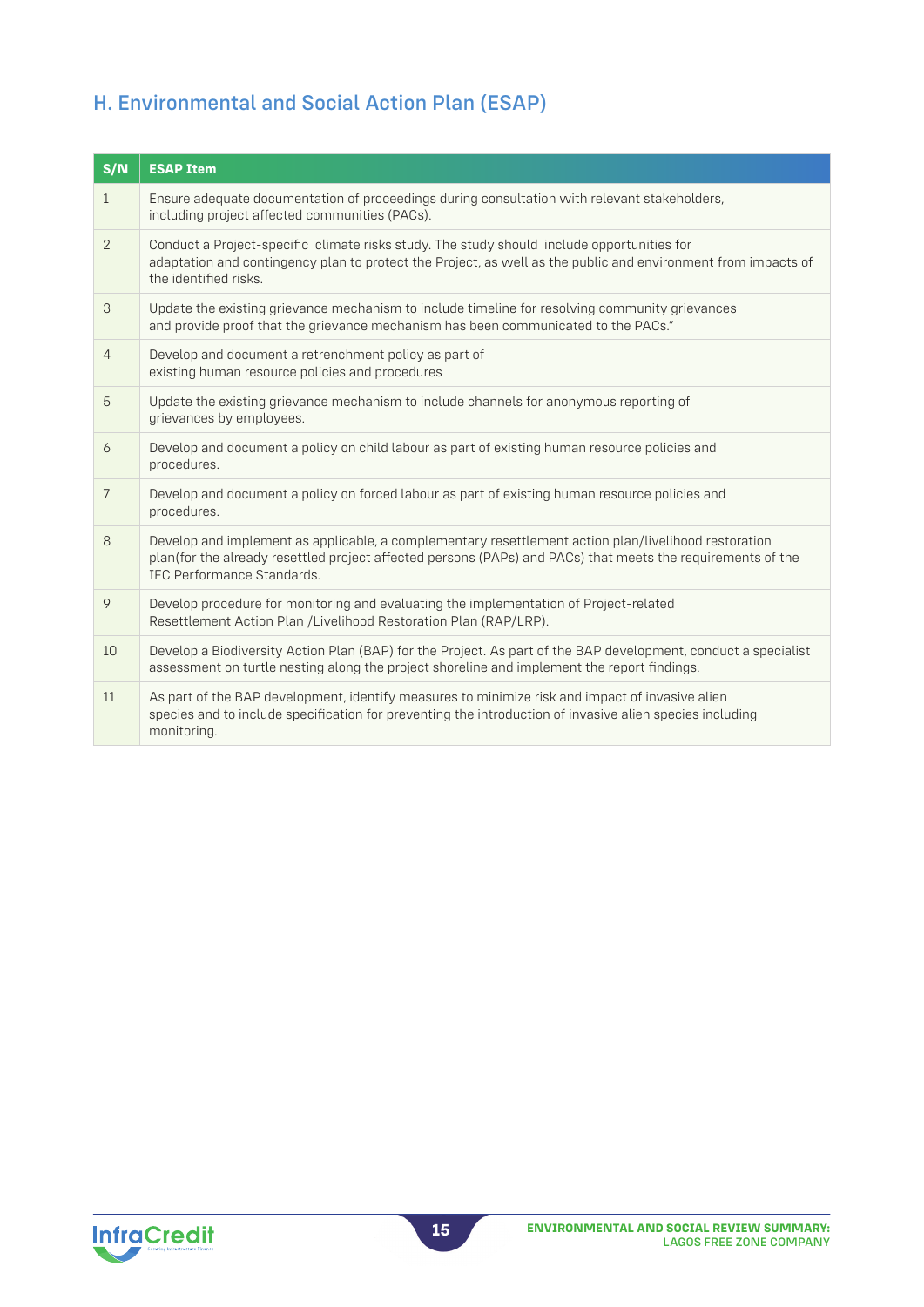## H. Environmental and Social Action Plan (ESAP)

| S/N | ESAP Item |
|---|---|
| 1 | Ensure adequate documentation of proceedings during consultation with relevant stakeholders, including project affected communities (PACs). |
| 2 | Conduct a Project-specific climate risks study. The study should include opportunities for adaptation and contingency plan to protect the Project, as well as the public and environment from impacts of the identified risks. |
| 3 | Update the existing grievance mechanism to include timeline for resolving community grievances and provide proof that the grievance mechanism has been communicated to the PACs." |
| 4 | Develop and document a retrenchment policy as part of existing human resource policies and procedures |
| 5 | Update the existing grievance mechanism to include channels for anonymous reporting of grievances by employees. |
| 6 | Develop and document a policy on child labour as part of existing human resource policies and procedures. |
| 7 | Develop and document a policy on forced labour as part of existing human resource policies and procedures. |
| 8 | Develop and implement as applicable, a complementary resettlement action plan/livelihood restoration plan(for the already resettled project affected persons (PAPs) and PACs) that meets the requirements of the IFC Performance Standards. |
| 9 | Develop procedure for monitoring and evaluating the implementation of Project-related Resettlement Action Plan /Livelihood Restoration Plan (RAP/LRP). |
| 10 | Develop a Biodiversity Action Plan (BAP) for the Project. As part of the BAP development, conduct a specialist assessment on turtle nesting along the project shoreline and implement the report findings. |
| 11 | As part of the BAP development, identify measures to minimize risk and impact of invasive alien species and to include specification for preventing the introduction of invasive alien species including monitoring. |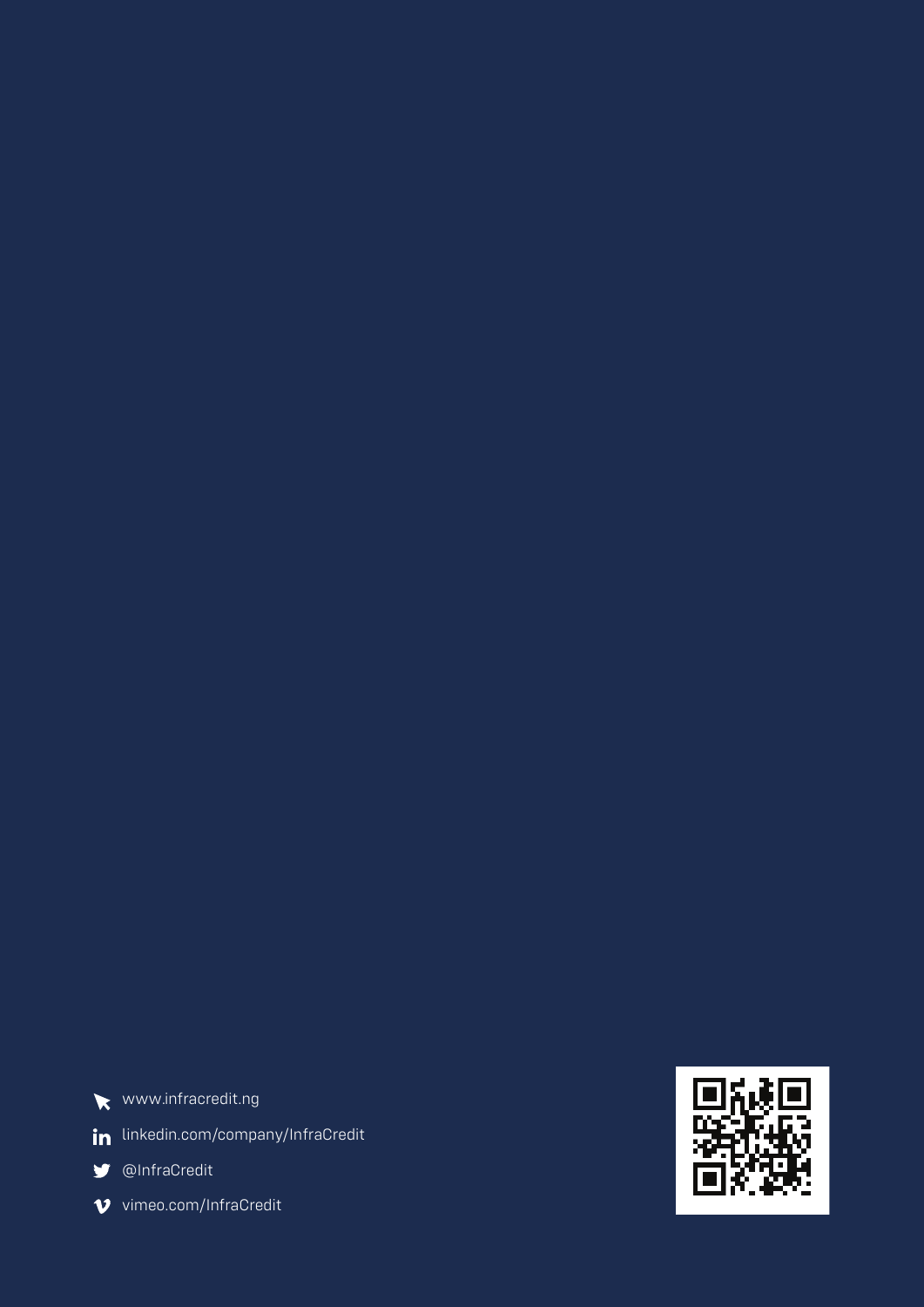www.infracredit.ng

linkedin.com/company/InfraCredit

@InfraCredit

vimeo.com/InfraCredit